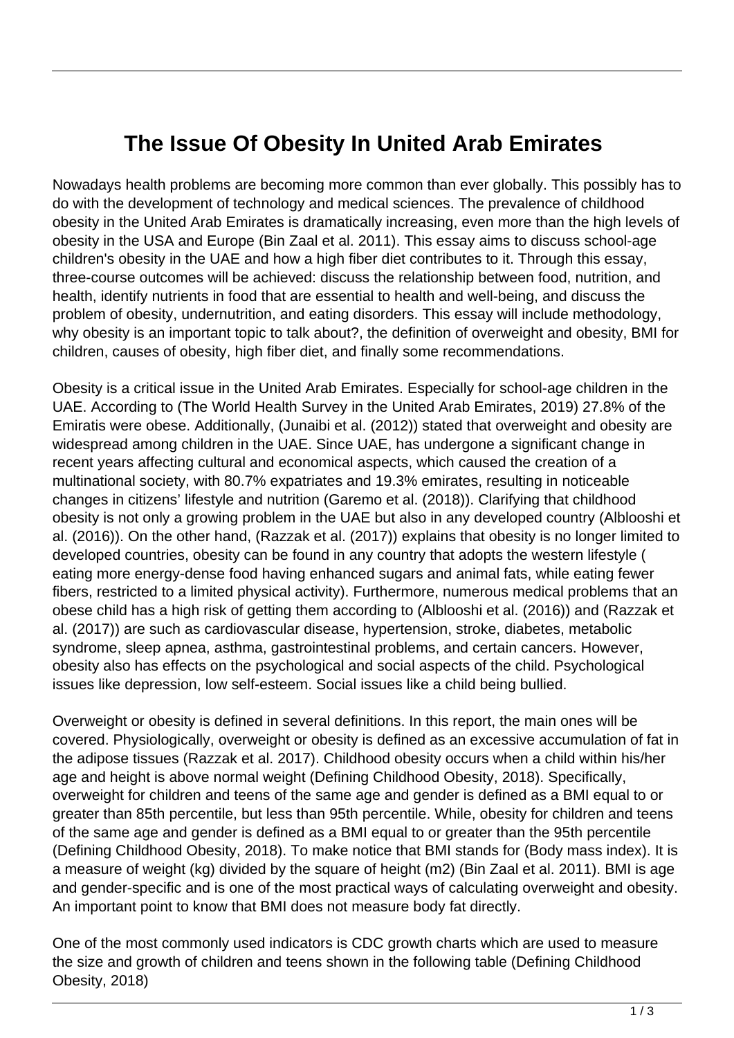# The Issue Of Obesity In United Arab Emirates

Nowadays health problems are becoming more common than ever globally. This possibly has to do with the development of technology and medical sciences. The prevalence of childhood obesity in the United Arab Emirates is dramatically increasing, even more than the high levels of obesity in the USA and Europe (Bin Zaal et al. 2011). This essay aims to discuss school-age children's obesity in the UAE and how a high fiber diet contributes to it. Through this essay, three-course outcomes will be achieved: discuss the relationship between food, nutrition, and health, identify nutrients in food that are essential to health and well-being, and discuss the problem of obesity, undernutrition, and eating disorders. This essay will include methodology, why obesity is an important topic to talk about?, the definition of overweight and obesity, BMI for children, causes of obesity, high fiber diet, and finally some recommendations.

Obesity is a critical issue in the United Arab Emirates. Especially for school-age children in the UAE. According to (The World Health Survey in the United Arab Emirates, 2019) 27.8% of the Emiratis were obese. Additionally, (Junaibi et al. (2012)) stated that overweight and obesity are widespread among children in the UAE. Since UAE, has undergone a significant change in recent years affecting cultural and economical aspects, which caused the creation of a multinational society, with 80.7% expatriates and 19.3% emirates, resulting in noticeable changes in citizens' lifestyle and nutrition (Garemo et al. (2018)). Clarifying that childhood obesity is not only a growing problem in the UAE but also in any developed country (Alblooshi et al. (2016)). On the other hand, (Razzak et al. (2017)) explains that obesity is no longer limited to developed countries, obesity can be found in any country that adopts the western lifestyle ( eating more energy-dense food having enhanced sugars and animal fats, while eating fewer fibers, restricted to a limited physical activity). Furthermore, numerous medical problems that an obese child has a high risk of getting them according to (Alblooshi et al. (2016)) and (Razzak et al. (2017)) are such as cardiovascular disease, hypertension, stroke, diabetes, metabolic syndrome, sleep apnea, asthma, gastrointestinal problems, and certain cancers. However, obesity also has effects on the psychological and social aspects of the child. Psychological issues like depression, low self-esteem. Social issues like a child being bullied.

Overweight or obesity is defined in several definitions. In this report, the main ones will be covered. Physiologically, overweight or obesity is defined as an excessive accumulation of fat in the adipose tissues (Razzak et al. 2017). Childhood obesity occurs when a child within his/her age and height is above normal weight (Defining Childhood Obesity, 2018). Specifically, overweight for children and teens of the same age and gender is defined as a BMI equal to or greater than 85th percentile, but less than 95th percentile. While, obesity for children and teens of the same age and gender is defined as a BMI equal to or greater than the 95th percentile (Defining Childhood Obesity, 2018). To make notice that BMI stands for (Body mass index). It is a measure of weight (kg) divided by the square of height (m2) (Bin Zaal et al. 2011). BMI is age and gender-specific and is one of the most practical ways of calculating overweight and obesity. An important point to know that BMI does not measure body fat directly.

One of the most commonly used indicators is CDC growth charts which are used to measure the size and growth of children and teens shown in the following table (Defining Childhood Obesity, 2018)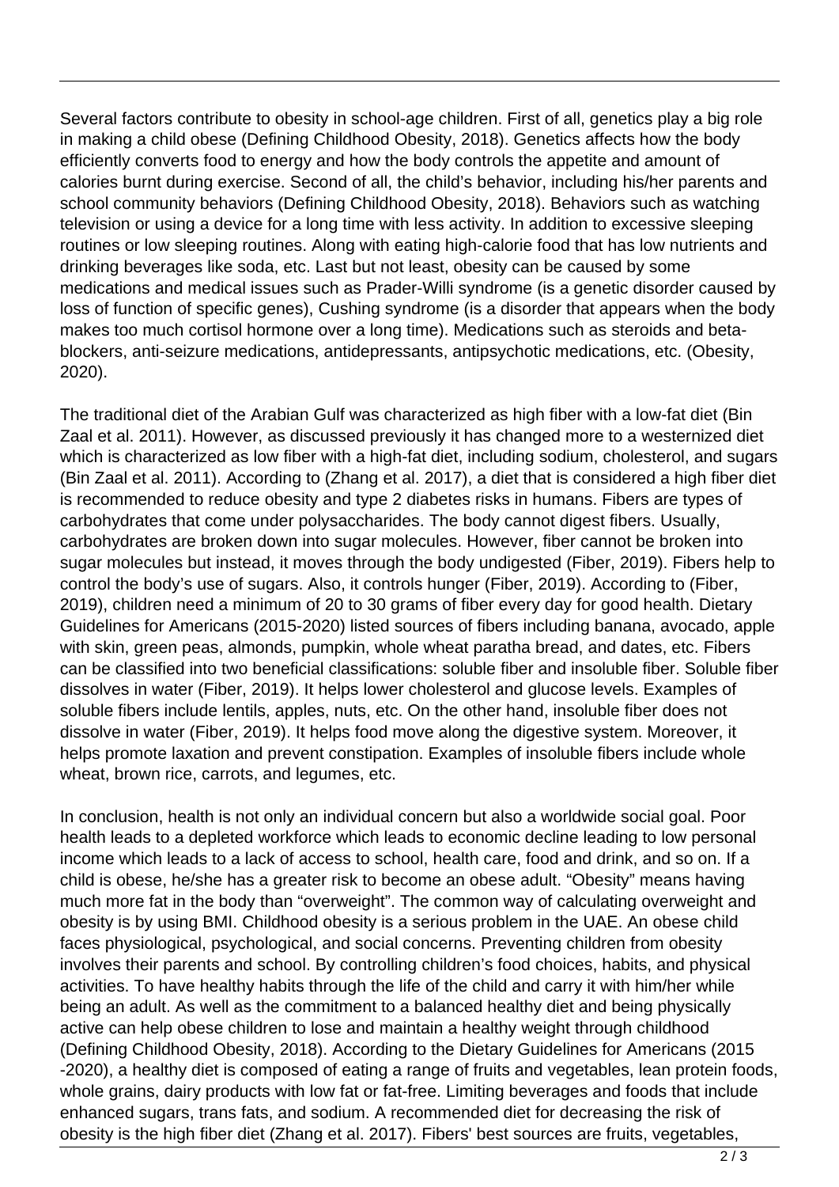Several factors contribute to obesity in school-age children. First of all, genetics play a big role in making a child obese (Defining Childhood Obesity, 2018). Genetics affects how the body efficiently converts food to energy and how the body controls the appetite and amount of calories burnt during exercise. Second of all, the child's behavior, including his/her parents and school community behaviors (Defining Childhood Obesity, 2018). Behaviors such as watching television or using a device for a long time with less activity. In addition to excessive sleeping routines or low sleeping routines. Along with eating high-calorie food that has low nutrients and drinking beverages like soda, etc. Last but not least, obesity can be caused by some medications and medical issues such as Prader-Willi syndrome (is a genetic disorder caused by loss of function of specific genes), Cushing syndrome (is a disorder that appears when the body makes too much cortisol hormone over a long time). Medications such as steroids and beta-blockers, anti-seizure medications, antidepressants, antipsychotic medications, etc. (Obesity, 2020).

The traditional diet of the Arabian Gulf was characterized as high fiber with a low-fat diet (Bin Zaal et al. 2011). However, as discussed previously it has changed more to a westernized diet which is characterized as low fiber with a high-fat diet, including sodium, cholesterol, and sugars (Bin Zaal et al. 2011). According to (Zhang et al. 2017), a diet that is considered a high fiber diet is recommended to reduce obesity and type 2 diabetes risks in humans. Fibers are types of carbohydrates that come under polysaccharides. The body cannot digest fibers. Usually, carbohydrates are broken down into sugar molecules. However, fiber cannot be broken into sugar molecules but instead, it moves through the body undigested (Fiber, 2019). Fibers help to control the body's use of sugars. Also, it controls hunger (Fiber, 2019). According to (Fiber, 2019), children need a minimum of 20 to 30 grams of fiber every day for good health. Dietary Guidelines for Americans (2015-2020) listed sources of fibers including banana, avocado, apple with skin, green peas, almonds, pumpkin, whole wheat paratha bread, and dates, etc. Fibers can be classified into two beneficial classifications: soluble fiber and insoluble fiber. Soluble fiber dissolves in water (Fiber, 2019). It helps lower cholesterol and glucose levels. Examples of soluble fibers include lentils, apples, nuts, etc. On the other hand, insoluble fiber does not dissolve in water (Fiber, 2019). It helps food move along the digestive system. Moreover, it helps promote laxation and prevent constipation. Examples of insoluble fibers include whole wheat, brown rice, carrots, and legumes, etc.

In conclusion, health is not only an individual concern but also a worldwide social goal. Poor health leads to a depleted workforce which leads to economic decline leading to low personal income which leads to a lack of access to school, health care, food and drink, and so on. If a child is obese, he/she has a greater risk to become an obese adult. "Obesity" means having much more fat in the body than "overweight". The common way of calculating overweight and obesity is by using BMI. Childhood obesity is a serious problem in the UAE. An obese child faces physiological, psychological, and social concerns. Preventing children from obesity involves their parents and school. By controlling children's food choices, habits, and physical activities. To have healthy habits through the life of the child and carry it with him/her while being an adult. As well as the commitment to a balanced healthy diet and being physically active can help obese children to lose and maintain a healthy weight through childhood (Defining Childhood Obesity, 2018). According to the Dietary Guidelines for Americans (2015 -2020), a healthy diet is composed of eating a range of fruits and vegetables, lean protein foods, whole grains, dairy products with low fat or fat-free. Limiting beverages and foods that include enhanced sugars, trans fats, and sodium. A recommended diet for decreasing the risk of obesity is the high fiber diet (Zhang et al. 2017). Fibers' best sources are fruits, vegetables,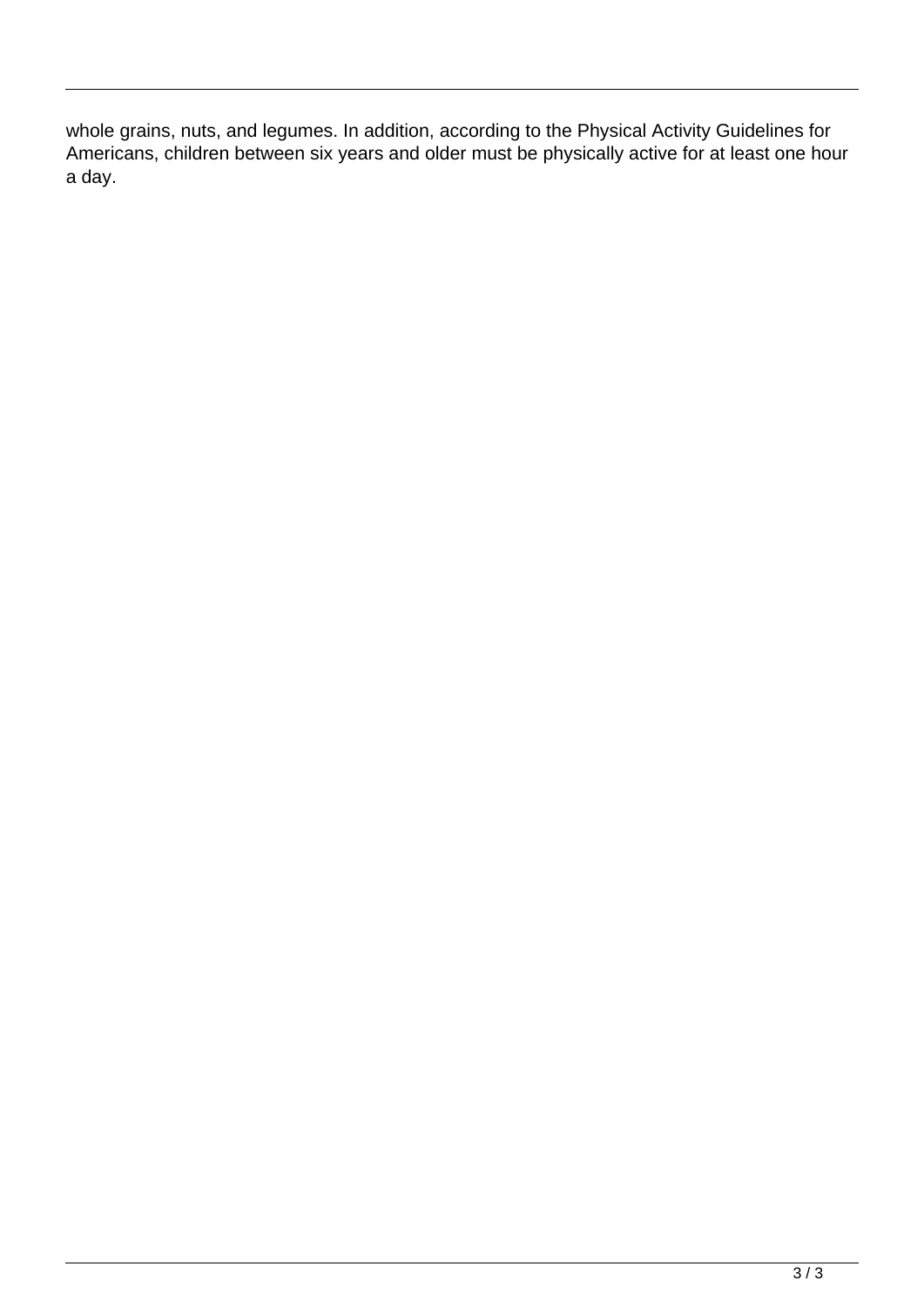whole grains, nuts, and legumes. In addition, according to the Physical Activity Guidelines for Americans, children between six years and older must be physically active for at least one hour a day.